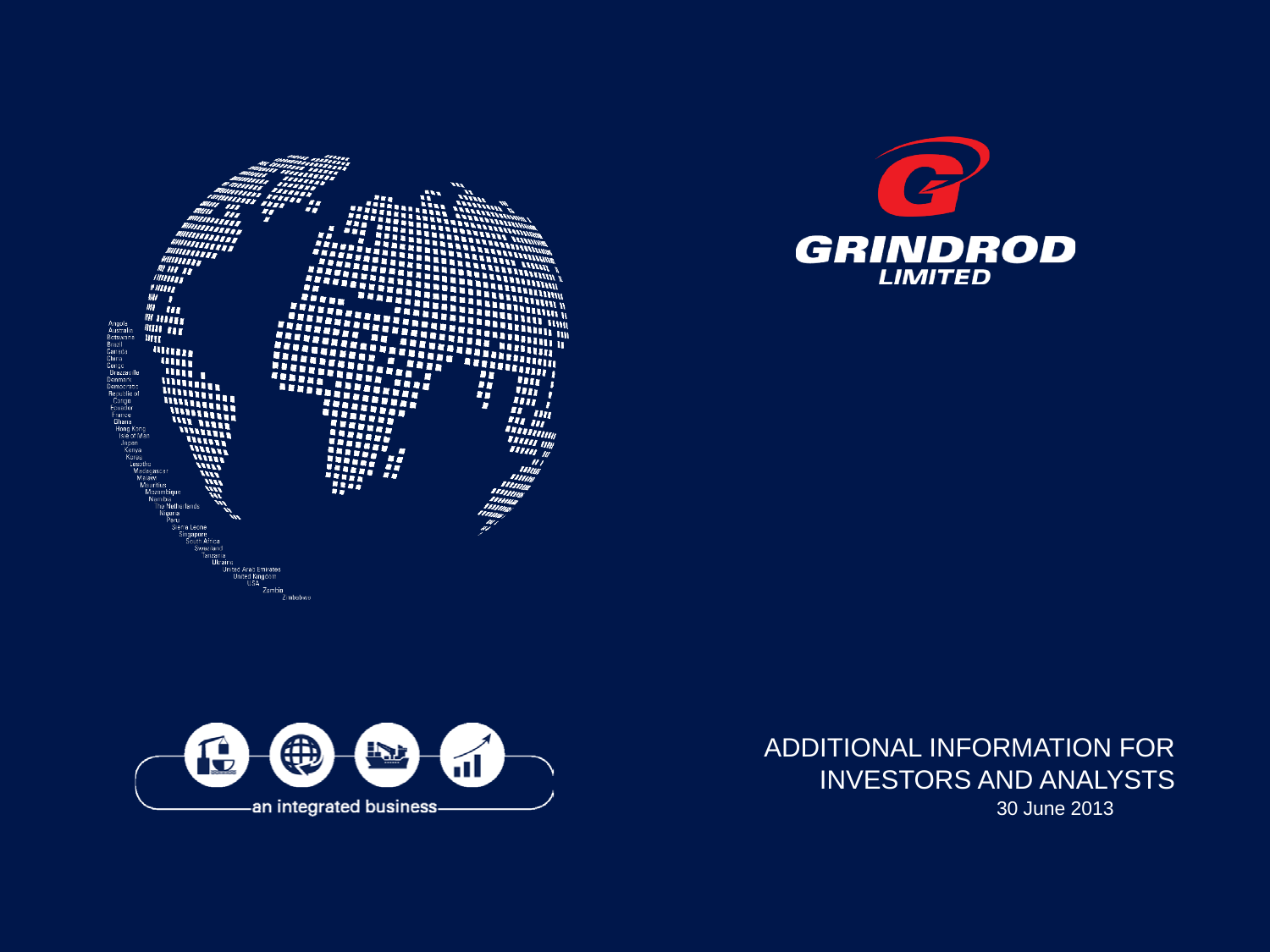Angola
Australia
Botswana
Brazil
Canada
China
Congo
Brazzaville
Denmark
Democratic
Republic of
Congo
Ecuador
France
Ghana
Hong Kong
Isle of Man
Japan
Kenya
Korea
Lesotho
Madagascar
Malawi
Mauritius
Mozambique
Namibia
The Netherlands
Nigeria
Peru
Sierra Leone
Singapore
South Africa
Swaziland
Tanzania
Ukraine
United Arab Emirates
United Kingdom
USA
Zambia
Zimbabwe

**GRINDROD**
**LIMITED**

an integrated business

# ADDITIONAL INFORMATION FOR INVESTORS AND ANALYSTS

30 June 2013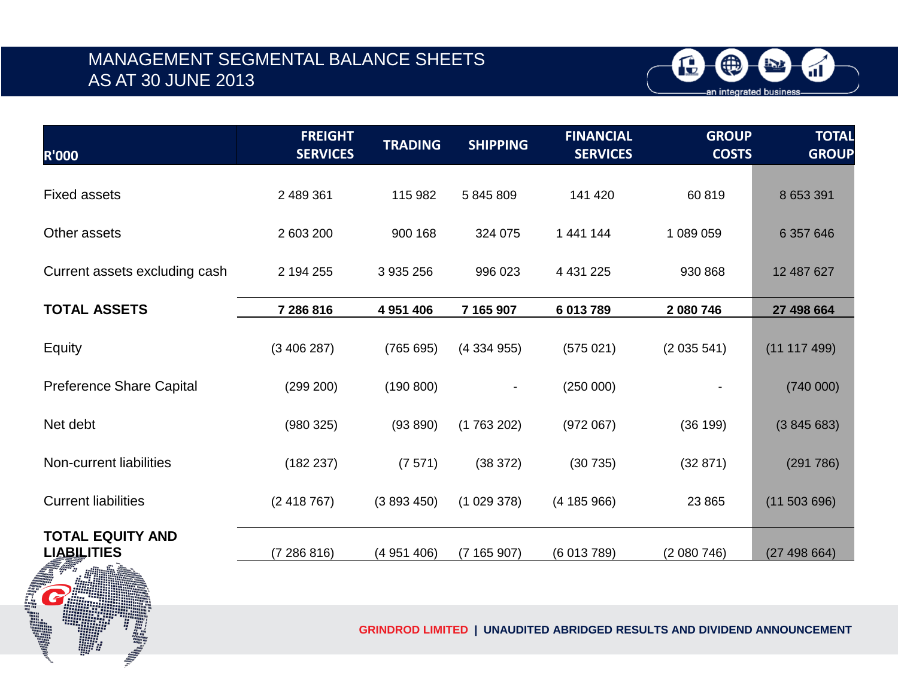# MANAGEMENT SEGMENTAL BALANCE SHEETS AS AT 30 JUNE 2013

| R'000 | FREIGHT SERVICES | TRADING | SHIPPING | FINANCIAL SERVICES | GROUP COSTS | TOTAL GROUP |
|---|---|---|---|---|---|---|
| Fixed assets | 2 489 361 | 115 982 | 5 845 809 | 141 420 | 60 819 | 8 653 391 |
| Other assets | 2 603 200 | 900 168 | 324 075 | 1 441 144 | 1 089 059 | 6 357 646 |
| Current assets excluding cash | 2 194 255 | 3 935 256 | 996 023 | 4 431 225 | 930 868 | 12 487 627 |
| **TOTAL ASSETS** | **7 286 816** | **4 951 406** | **7 165 907** | **6 013 789** | **2 080 746** | **27 498 664** |
| Equity | (3 406 287) | (765 695) | (4 334 955) | (575 021) | (2 035 541) | (11 117 499) |
| Preference Share Capital | (299 200) | (190 800) | - | (250 000) | - | (740 000) |
| Net debt | (980 325) | (93 890) | (1 763 202) | (972 067) | (36 199) | (3 845 683) |
| Non-current liabilities | (182 237) | (7 571) | (38 372) | (30 735) | (32 871) | (291 786) |
| Current liabilities | (2 418 767) | (3 893 450) | (1 029 378) | (4 185 966) | 23 865 | (11 503 696) |
| **TOTAL EQUITY AND LIABILITIES** | (7 286 816) | (4 951 406) | (7 165 907) | (6 013 789) | (2 080 746) | (27 498 664) |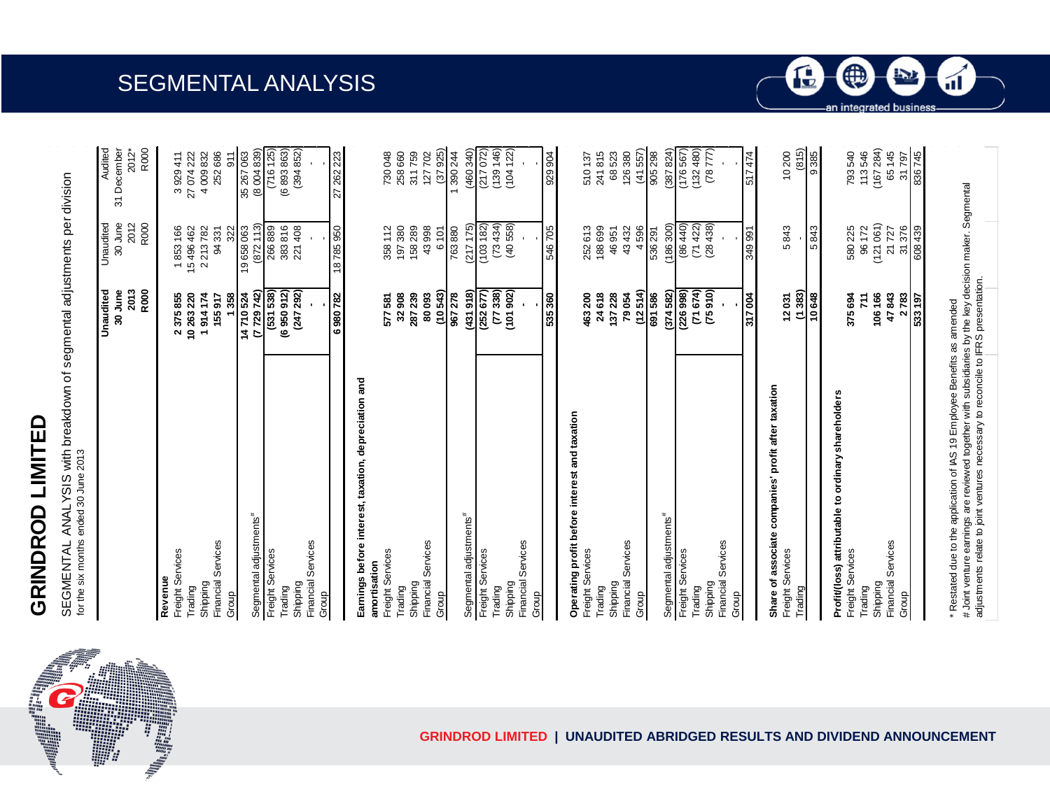# SEGMENTAL ANALYSIS

## GRINDROD LIMITED

SEGMENTAL ANALYSIS with breakdown of segmental adjustments per division
for the six months ended 30 June 2013

| | Unaudited 30 June 2013 R000 | Unaudited 30 June 2012 R000 | Audited 31 December 2012* R000 |
|---|---|---|---|
| **Revenue** | | | |
| Freight Services | 2 375 855 | 1 853 166 | 3 929 411 |
| Trading | 10 263 220 | 15 496 462 | 27 074 222 |
| Shipping | 1 914 174 | 2 213 782 | 4 009 832 |
| Financial Services | 155 917 | 94 331 | 252 686 |
| Group | 1 358 | 322 | 911 |
| | 14 710 524 | 19 658 063 | 35 267 063 |
| Segmental adjustments# | (7 729 742) | (872 113) | (8 004 839) |
| Freight Services | (531 538) | 266 889 | (716 125) |
| Trading | (6 950 912) | 383 816 | (6 893 863) |
| Shipping | (247 292) | 221 408 | (394 852) |
| Financial Services | - | - | - |
| Group | - | - | - |
| | 6 980 782 | 18 785 950 | 27 262 223 |
| **Earnings before interest, taxation, depreciation and amortisation** | | | |
| Freight Services | 577 581 | 358 112 | 730 048 |
| Trading | 32 908 | 197 380 | 258 660 |
| Shipping | 287 239 | 158 289 | 311 759 |
| Financial Services | 80 093 | 43 998 | 127 702 |
| Group | (10 543) | 6 101 | (37 925) |
| | 967 278 | 763 880 | 1 390 244 |
| Segmental adjustments# | (431 918) | (217 175) | (460 340) |
| Freight Services | (252 677) | (103 182) | (217 072) |
| Trading | (77 338) | (73 434) | (139 146) |
| Shipping | (101 902) | (40 558) | (104 122) |
| Financial Services | - | - | - |
| Group | - | - | - |
| | 535 360 | 546 705 | 929 904 |
| **Operating profit before interest and taxation** | | | |
| Freight Services | 463 200 | 252 613 | 510 137 |
| Trading | 24 618 | 188 699 | 241 815 |
| Shipping | 137 228 | 46 951 | 68 523 |
| Financial Services | 79 054 | 43 432 | 126 380 |
| Group | (12 514) | 4 596 | (41 557) |
| | 691 586 | 536 291 | 905 298 |
| Segmental adjustments# | (374 582) | (186 300) | (387 824) |
| Freight Services | (226 998) | (86 440) | (176 567) |
| Trading | (71 674) | (71 422) | (132 480) |
| Shipping | (75 910) | (28 438) | (78 777) |
| Financial Services | - | - | - |
| Group | - | - | - |
| | 317 004 | 349 991 | 517 474 |
| **Share of associate companies' profit after taxation** | | | |
| Freight Services | 12 031 | 5 843 | 10 200 |
| Trading | (1 383) | - | (815) |
| | 10 648 | 5 843 | 9 385 |
| **Profit/(loss) attributable to ordinary shareholders** | | | |
| Freight Services | 375 694 | 580 225 | 793 540 |
| Trading | 711 | 96 172 | 113 546 |
| Shipping | 106 166 | (121 061) | (167 284) |
| Financial Services | 47 843 | 21 727 | 65 145 |
| Group | 2 783 | 31 376 | 31 797 |
| | 533 197 | 608 439 | 836 745 |

\* Restated due to the application of IAS 19 Employee Benefits as amended
\# Joint venture earnings are reviewed together with subsidiaries by the key decision maker. Segmental adjustments relate to joint ventures necessary to reconcile to IFRS presentation.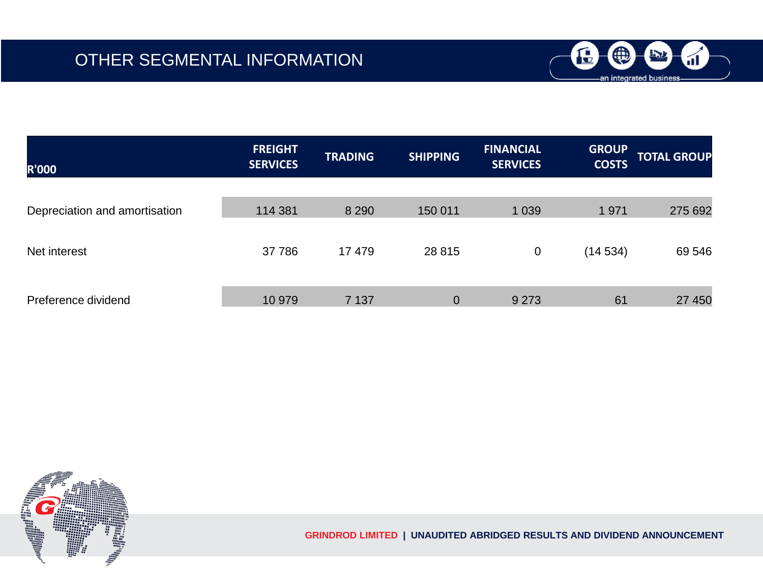# OTHER SEGMENTAL INFORMATION

| R'000 | FREIGHT SERVICES | TRADING | SHIPPING | FINANCIAL SERVICES | GROUP COSTS | TOTAL GROUP |
|---|---|---|---|---|---|---|
| Depreciation and amortisation | 114 381 | 8 290 | 150 011 | 1 039 | 1 971 | 275 692 |
| Net interest | 37 786 | 17 479 | 28 815 | 0 | (14 534) | 69 546 |
| Preference dividend | 10 979 | 7 137 | 0 | 9 273 | 61 | 27 450 |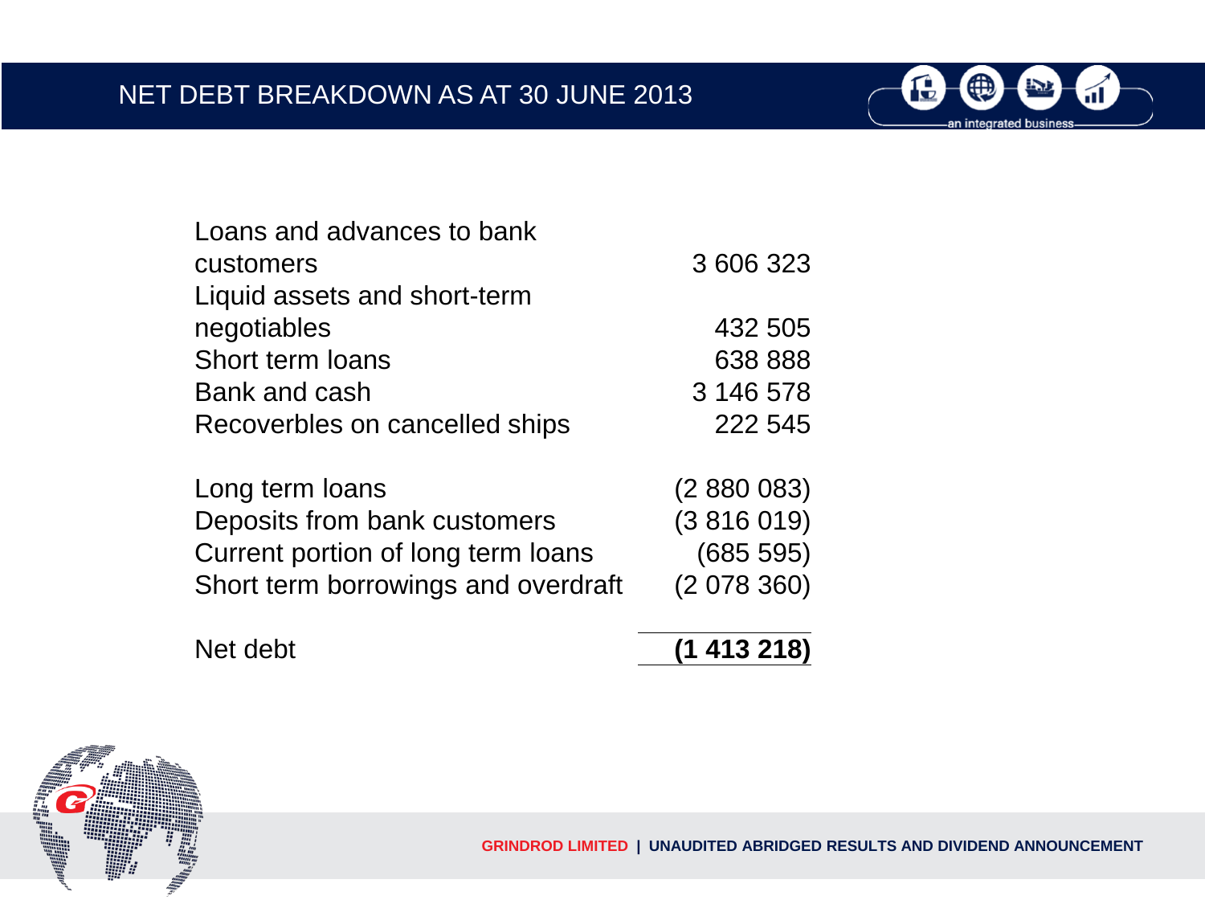# NET DEBT BREAKDOWN AS AT 30 JUNE 2013

| | |
|---|---|
| Loans and advances to bank customers | 3 606 323 |
| Liquid assets and short-term negotiables | 432 505 |
| Short term loans | 638 888 |
| Bank and cash | 3 146 578 |
| Recoverbles on cancelled ships | 222 545 |
| | |
| Long term loans | (2 880 083) |
| Deposits from bank customers | (3 816 019) |
| Current portion of long term loans | (685 595) |
| Short term borrowings and overdraft | (2 078 360) |
| | |
| Net debt | **(1 413 218)** |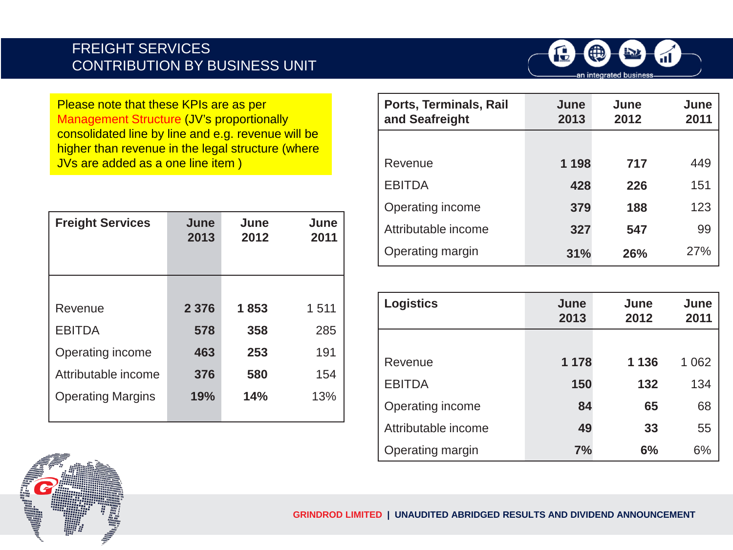# FREIGHT SERVICES
## CONTRIBUTION BY BUSINESS UNIT

Please note that these KPIs are as per Management Structure (JV's proportionally consolidated line by line and e.g. revenue will be higher than revenue in the legal structure (where JVs are added as a one line item )

| Freight Services | June 2013 | June 2012 | June 2011 |
|---|---|---|---|
| Revenue | **2 376** | **1 853** | 1 511 |
| EBITDA | **578** | **358** | 285 |
| Operating income | **463** | **253** | 191 |
| Attributable income | **376** | **580** | 154 |
| Operating Margins | **19%** | **14%** | 13% |

| Ports, Terminals, Rail and Seafreight | June 2013 | June 2012 | June 2011 |
|---|---|---|---|
| Revenue | **1 198** | **717** | 449 |
| EBITDA | **428** | **226** | 151 |
| Operating income | **379** | **188** | 123 |
| Attributable income | **327** | **547** | 99 |
| Operating margin | **31%** | **26%** | 27% |

| Logistics | June 2013 | June 2012 | June 2011 |
|---|---|---|---|
| Revenue | **1 178** | **1 136** | 1 062 |
| EBITDA | **150** | **132** | 134 |
| Operating income | **84** | **65** | 68 |
| Attributable income | **49** | **33** | 55 |
| Operating margin | **7%** | **6%** | 6% |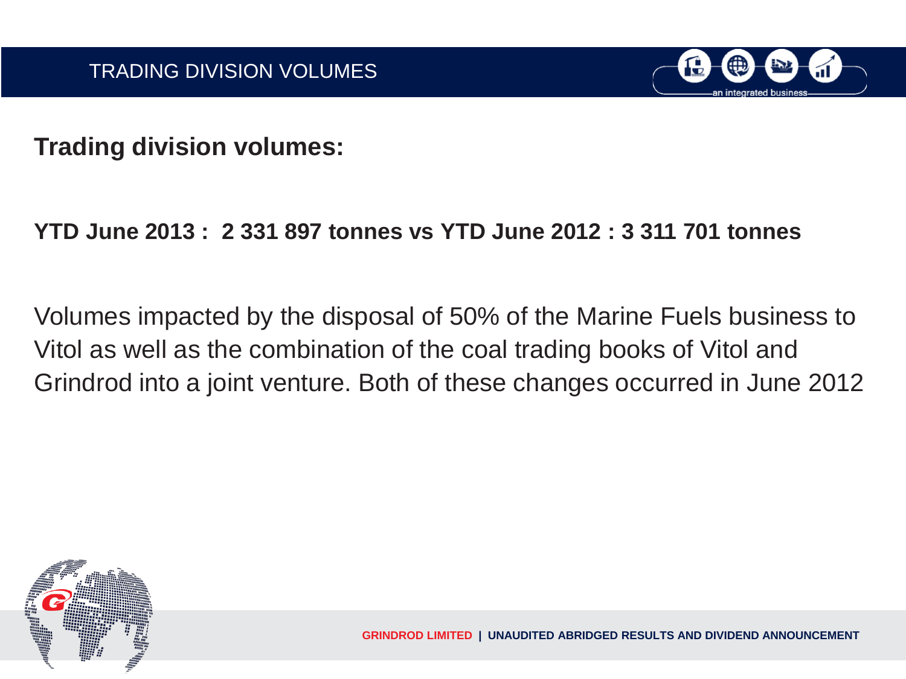# TRADING DIVISION VOLUMES

**Trading division volumes:**

**YTD June 2013 : 2 331 897 tonnes vs YTD June 2012 : 3 311 701 tonnes**

Volumes impacted by the disposal of 50% of the Marine Fuels business to Vitol as well as the combination of the coal trading books of Vitol and Grindrod into a joint venture. Both of these changes occurred in June 2012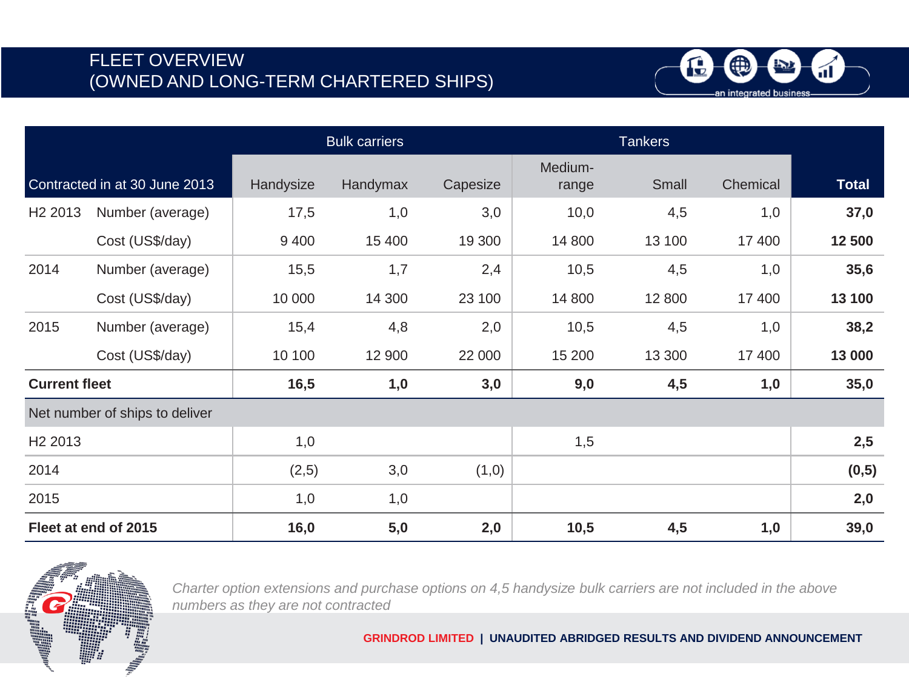# FLEET OVERVIEW (OWNED AND LONG-TERM CHARTERED SHIPS)

| Contracted in at 30 June 2013 | | Bulk carriers | | | Tankers | | | |
|---|---|---|---|---|---|---|---|---|
| | | Handysize | Handymax | Capesize | Medium-range | Small | Chemical | **Total** |
| H2 2013 | Number (average) | 17,5 | 1,0 | 3,0 | 10,0 | 4,5 | 1,0 | **37,0** |
| | Cost (US$/day) | 9 400 | 15 400 | 19 300 | 14 800 | 13 100 | 17 400 | **12 500** |
| 2014 | Number (average) | 15,5 | 1,7 | 2,4 | 10,5 | 4,5 | 1,0 | **35,6** |
| | Cost (US$/day) | 10 000 | 14 300 | 23 100 | 14 800 | 12 800 | 17 400 | **13 100** |
| 2015 | Number (average) | 15,4 | 4,8 | 2,0 | 10,5 | 4,5 | 1,0 | **38,2** |
| | Cost (US$/day) | 10 100 | 12 900 | 22 000 | 15 200 | 13 300 | 17 400 | **13 000** |
| **Current fleet** | | **16,5** | **1,0** | **3,0** | **9,0** | **4,5** | **1,0** | **35,0** |
| Net number of ships to deliver | | | | | | | | |
| H2 2013 | | 1,0 | | | 1,5 | | | **2,5** |
| 2014 | | (2,5) | 3,0 | (1,0) | | | | **(0,5)** |
| 2015 | | 1,0 | 1,0 | | | | | **2,0** |
| **Fleet at end of 2015** | | **16,0** | **5,0** | **2,0** | **10,5** | **4,5** | **1,0** | **39,0** |

*Charter option extensions and purchase options on 4,5 handysize bulk carriers are not included in the above numbers as they are not contracted*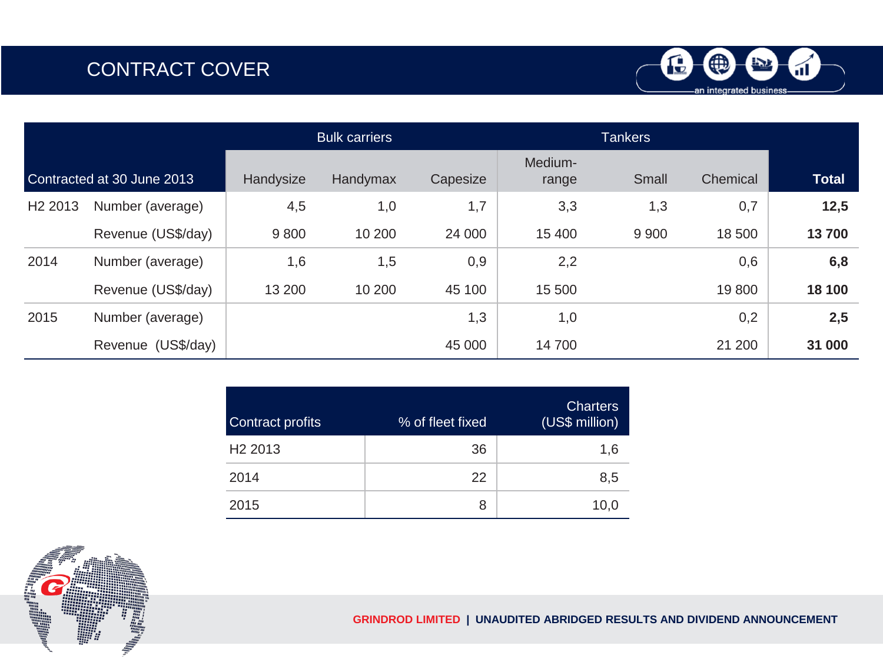# CONTRACT COVER

| Contracted at 30 June 2013 | | Bulk carriers | | | Tankers | | | Total |
|---|---|---|---|---|---|---|---|---|
| | | Handysize | Handymax | Capesize | Medium-range | Small | Chemical | |
| H2 2013 | Number (average) | 4,5 | 1,0 | 1,7 | 3,3 | 1,3 | 0,7 | **12,5** |
| | Revenue (US$/day) | 9 800 | 10 200 | 24 000 | 15 400 | 9 900 | 18 500 | **13 700** |
| 2014 | Number (average) | 1,6 | 1,5 | 0,9 | 2,2 | | 0,6 | **6,8** |
| | Revenue (US$/day) | 13 200 | 10 200 | 45 100 | 15 500 | | 19 800 | **18 100** |
| 2015 | Number (average) | | | 1,3 | 1,0 | | 0,2 | **2,5** |
| | Revenue (US$/day) | | | 45 000 | 14 700 | | 21 200 | **31 000** |

| Contract profits | % of fleet fixed | Charters (US$ million) |
|---|---|---|
| H2 2013 | 36 | 1,6 |
| 2014 | 22 | 8,5 |
| 2015 | 8 | 10,0 |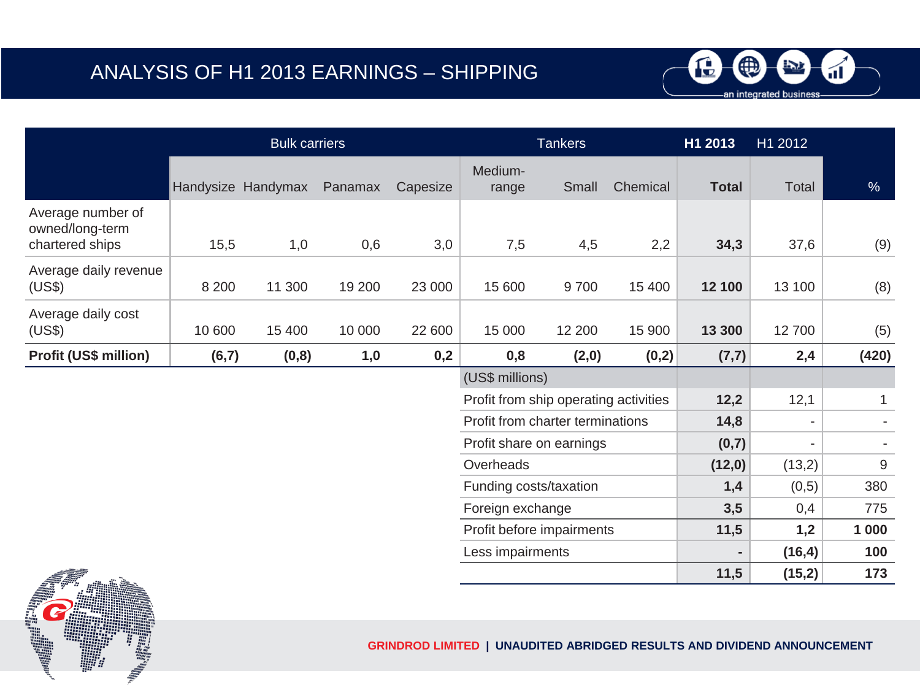# ANALYSIS OF H1 2013 EARNINGS – SHIPPING

| | Bulk carriers | | | | Tankers | | | H1 2013 | H1 2012 | |
|---|---|---|---|---|---|---|---|---|---|---|
| | Handysize | Handymax | Panamax | Capesize | Medium-range | Small | Chemical | **Total** | Total | % |
| Average number of owned/long-term chartered ships | 15,5 | 1,0 | 0,6 | 3,0 | 7,5 | 4,5 | 2,2 | **34,3** | 37,6 | (9) |
| Average daily revenue (US$) | 8 200 | 11 300 | 19 200 | 23 000 | 15 600 | 9 700 | 15 400 | **12 100** | 13 100 | (8) |
| Average daily cost (US$) | 10 600 | 15 400 | 10 000 | 22 600 | 15 000 | 12 200 | 15 900 | **13 300** | 12 700 | (5) |
| **Profit (US$ million)** | **(6,7)** | **(0,8)** | **1,0** | **0,2** | **0,8** | **(2,0)** | **(0,2)** | **(7,7)** | **2,4** | **(420)** |

| (US$ millions) | H1 2013 | H1 2012 | % |
|---|---|---|---|
| Profit from ship operating activities | **12,2** | 12,1 | 1 |
| Profit from charter terminations | **14,8** | - | - |
| Profit share on earnings | **(0,7)** | - | - |
| Overheads | **(12,0)** | (13,2) | 9 |
| Funding costs/taxation | **1,4** | (0,5) | 380 |
| Foreign exchange | **3,5** | 0,4 | 775 |
| Profit before impairments | **11,5** | **1,2** | **1 000** |
| Less impairments | **-** | **(16,4)** | **100** |
| | **11,5** | **(15,2)** | **173** |